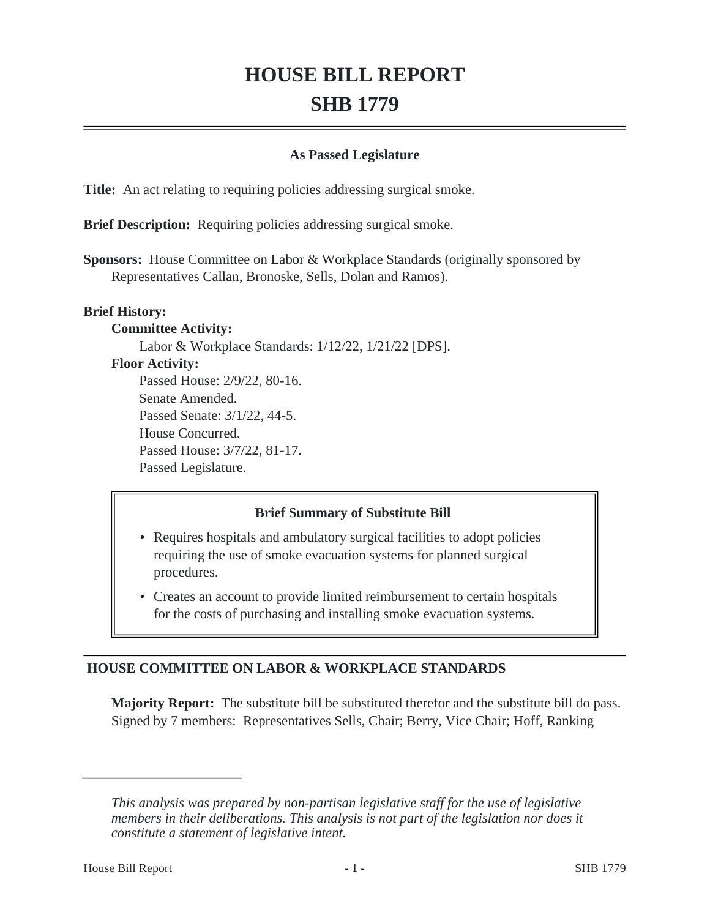# HOUSE BILL REPORT

# SHB 1779

## As Passed Legislature

**Title:** An act relating to requiring policies addressing surgical smoke.

**Brief Description:** Requiring policies addressing surgical smoke.

**Sponsors:** House Committee on Labor & Workplace Standards (originally sponsored by Representatives Callan, Bronoske, Sells, Dolan and Ramos).

**Brief History:**

**Committee Activity:**

Labor & Workplace Standards: 1/12/22, 1/21/22 [DPS].

**Floor Activity:**

Passed House: 2/9/22, 80-16.
Senate Amended.
Passed Senate: 3/1/22, 44-5.
House Concurred.
Passed House: 3/7/22, 81-17.
Passed Legislature.

**Brief Summary of Substitute Bill**

- Requires hospitals and ambulatory surgical facilities to adopt policies requiring the use of smoke evacuation systems for planned surgical procedures.
- Creates an account to provide limited reimbursement to certain hospitals for the costs of purchasing and installing smoke evacuation systems.

## HOUSE COMMITTEE ON LABOR & WORKPLACE STANDARDS

**Majority Report:** The substitute bill be substituted therefor and the substitute bill do pass. Signed by 7 members: Representatives Sells, Chair; Berry, Vice Chair; Hoff, Ranking

*This analysis was prepared by non-partisan legislative staff for the use of legislative members in their deliberations. This analysis is not part of the legislation nor does it constitute a statement of legislative intent.*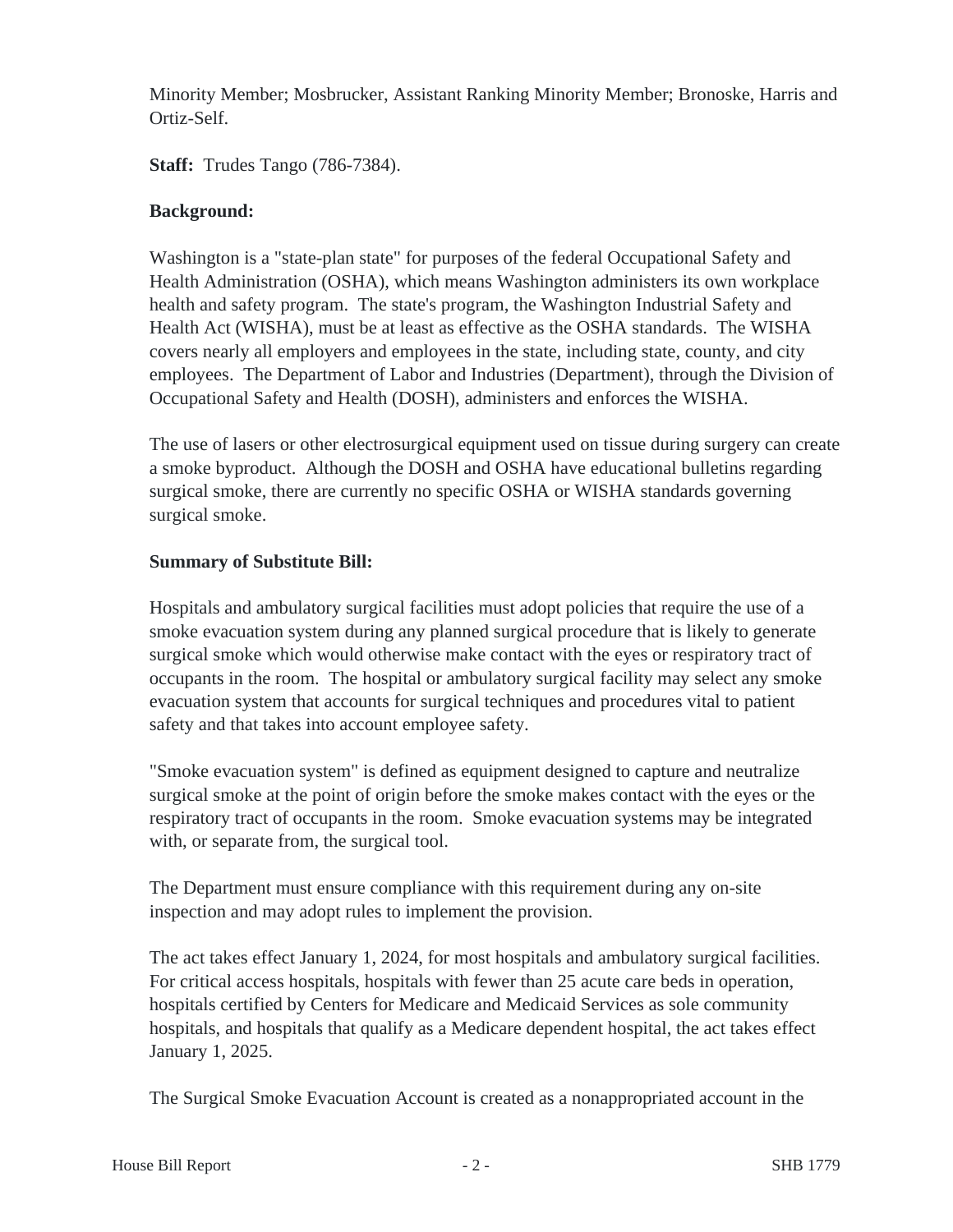Minority Member; Mosbrucker, Assistant Ranking Minority Member; Bronoske, Harris and Ortiz-Self.

**Staff:** Trudes Tango (786-7384).

**Background:**

Washington is a "state-plan state" for purposes of the federal Occupational Safety and Health Administration (OSHA), which means Washington administers its own workplace health and safety program. The state's program, the Washington Industrial Safety and Health Act (WISHA), must be at least as effective as the OSHA standards. The WISHA covers nearly all employers and employees in the state, including state, county, and city employees. The Department of Labor and Industries (Department), through the Division of Occupational Safety and Health (DOSH), administers and enforces the WISHA.

The use of lasers or other electrosurgical equipment used on tissue during surgery can create a smoke byproduct. Although the DOSH and OSHA have educational bulletins regarding surgical smoke, there are currently no specific OSHA or WISHA standards governing surgical smoke.

**Summary of Substitute Bill:**

Hospitals and ambulatory surgical facilities must adopt policies that require the use of a smoke evacuation system during any planned surgical procedure that is likely to generate surgical smoke which would otherwise make contact with the eyes or respiratory tract of occupants in the room. The hospital or ambulatory surgical facility may select any smoke evacuation system that accounts for surgical techniques and procedures vital to patient safety and that takes into account employee safety.

"Smoke evacuation system" is defined as equipment designed to capture and neutralize surgical smoke at the point of origin before the smoke makes contact with the eyes or the respiratory tract of occupants in the room. Smoke evacuation systems may be integrated with, or separate from, the surgical tool.

The Department must ensure compliance with this requirement during any on-site inspection and may adopt rules to implement the provision.

The act takes effect January 1, 2024, for most hospitals and ambulatory surgical facilities. For critical access hospitals, hospitals with fewer than 25 acute care beds in operation, hospitals certified by Centers for Medicare and Medicaid Services as sole community hospitals, and hospitals that qualify as a Medicare dependent hospital, the act takes effect January 1, 2025.

The Surgical Smoke Evacuation Account is created as a nonappropriated account in the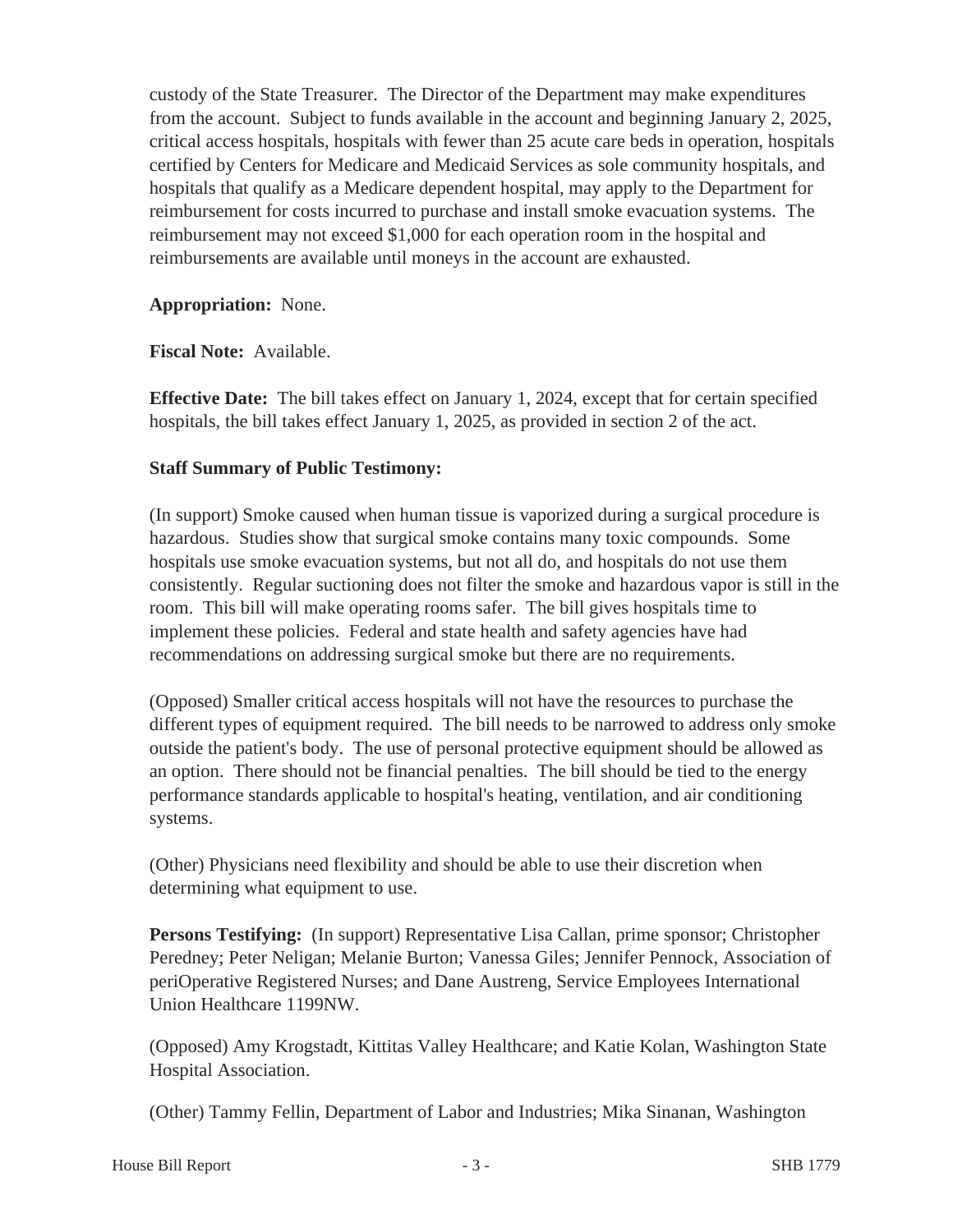custody of the State Treasurer. The Director of the Department may make expenditures from the account. Subject to funds available in the account and beginning January 2, 2025, critical access hospitals, hospitals with fewer than 25 acute care beds in operation, hospitals certified by Centers for Medicare and Medicaid Services as sole community hospitals, and hospitals that qualify as a Medicare dependent hospital, may apply to the Department for reimbursement for costs incurred to purchase and install smoke evacuation systems. The reimbursement may not exceed $1,000 for each operation room in the hospital and reimbursements are available until moneys in the account are exhausted.

**Appropriation:** None.

**Fiscal Note:** Available.

**Effective Date:** The bill takes effect on January 1, 2024, except that for certain specified hospitals, the bill takes effect January 1, 2025, as provided in section 2 of the act.

**Staff Summary of Public Testimony:**

(In support) Smoke caused when human tissue is vaporized during a surgical procedure is hazardous. Studies show that surgical smoke contains many toxic compounds. Some hospitals use smoke evacuation systems, but not all do, and hospitals do not use them consistently. Regular suctioning does not filter the smoke and hazardous vapor is still in the room. This bill will make operating rooms safer. The bill gives hospitals time to implement these policies. Federal and state health and safety agencies have had recommendations on addressing surgical smoke but there are no requirements.

(Opposed) Smaller critical access hospitals will not have the resources to purchase the different types of equipment required. The bill needs to be narrowed to address only smoke outside the patient's body. The use of personal protective equipment should be allowed as an option. There should not be financial penalties. The bill should be tied to the energy performance standards applicable to hospital's heating, ventilation, and air conditioning systems.

(Other) Physicians need flexibility and should be able to use their discretion when determining what equipment to use.

**Persons Testifying:** (In support) Representative Lisa Callan, prime sponsor; Christopher Peredney; Peter Neligan; Melanie Burton; Vanessa Giles; Jennifer Pennock, Association of periOperative Registered Nurses; and Dane Austreng, Service Employees International Union Healthcare 1199NW.

(Opposed) Amy Krogstadt, Kittitas Valley Healthcare; and Katie Kolan, Washington State Hospital Association.

(Other) Tammy Fellin, Department of Labor and Industries; Mika Sinanan, Washington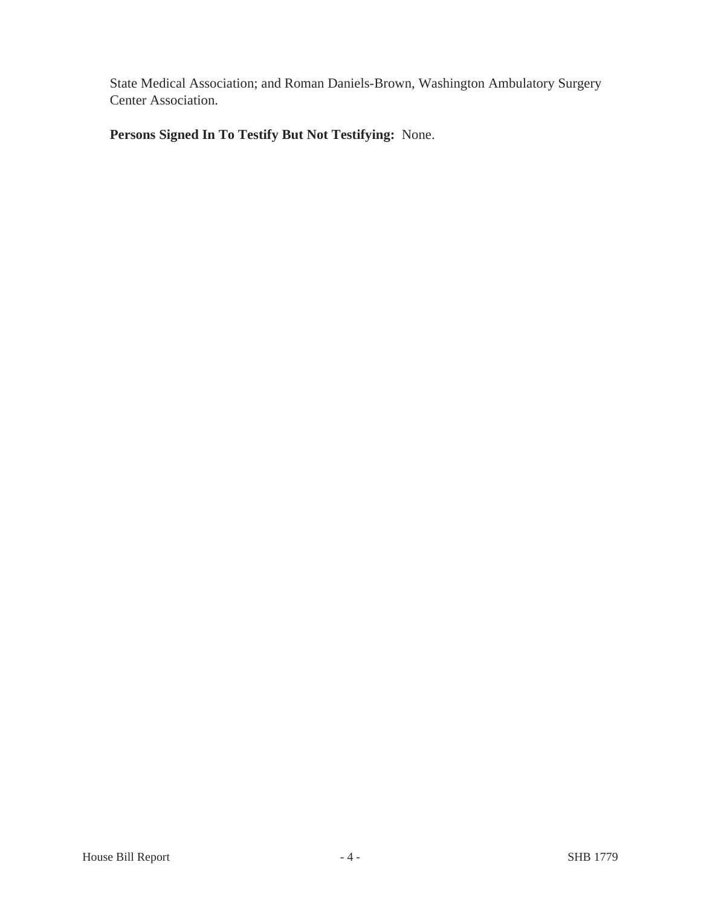State Medical Association; and Roman Daniels-Brown, Washington Ambulatory Surgery Center Association.

**Persons Signed In To Testify But Not Testifying:** None.